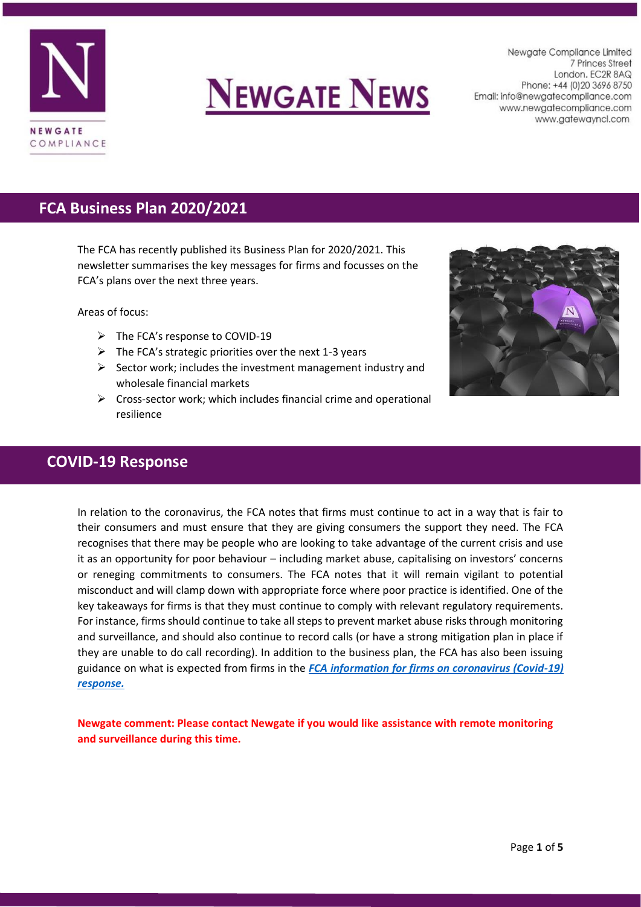# Newgate News

Newgate Compliance Limited
7 Princes Street
London. EC2R 8AQ
Phone: +44 (0)20 3696 8750
Email: info@newgatecompliance.com
www.newgatecompliance.com
www.gatewayncl.com

## FCA Business Plan 2020/2021

The FCA has recently published its Business Plan for 2020/2021. This newsletter summarises the key messages for firms and focusses on the FCA's plans over the next three years.

Areas of focus:

- The FCA's response to COVID-19
- The FCA's strategic priorities over the next 1-3 years
- Sector work; includes the investment management industry and wholesale financial markets
- Cross-sector work; which includes financial crime and operational resilience

## COVID-19 Response

In relation to the coronavirus, the FCA notes that firms must continue to act in a way that is fair to their consumers and must ensure that they are giving consumers the support they need. The FCA recognises that there may be people who are looking to take advantage of the current crisis and use it as an opportunity for poor behaviour – including market abuse, capitalising on investors' concerns or reneging commitments to consumers. The FCA notes that it will remain vigilant to potential misconduct and will clamp down with appropriate force where poor practice is identified. One of the key takeaways for firms is that they must continue to comply with relevant regulatory requirements. For instance, firms should continue to take all steps to prevent market abuse risks through monitoring and surveillance, and should also continue to record calls (or have a strong mitigation plan in place if they are unable to do call recording). In addition to the business plan, the FCA has also been issuing guidance on what is expected from firms in the ***FCA information for firms on coronavirus (Covid-19) response.***

**Newgate comment: Please contact Newgate if you would like assistance with remote monitoring and surveillance during this time.**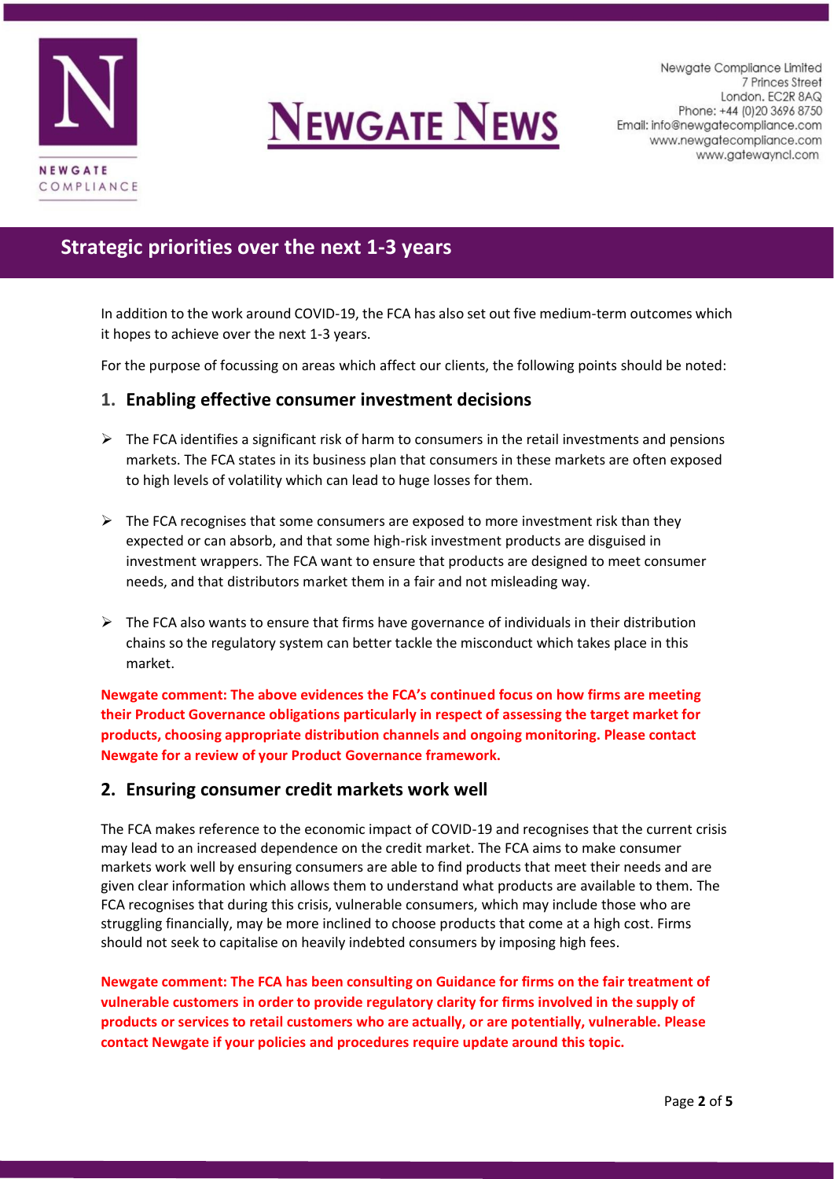## Strategic priorities over the next 1-3 years

In addition to the work around COVID-19, the FCA has also set out five medium-term outcomes which it hopes to achieve over the next 1-3 years.

For the purpose of focussing on areas which affect our clients, the following points should be noted:

### 1. Enabling effective consumer investment decisions

- The FCA identifies a significant risk of harm to consumers in the retail investments and pensions markets. The FCA states in its business plan that consumers in these markets are often exposed to high levels of volatility which can lead to huge losses for them.
- The FCA recognises that some consumers are exposed to more investment risk than they expected or can absorb, and that some high-risk investment products are disguised in investment wrappers. The FCA want to ensure that products are designed to meet consumer needs, and that distributors market them in a fair and not misleading way.
- The FCA also wants to ensure that firms have governance of individuals in their distribution chains so the regulatory system can better tackle the misconduct which takes place in this market.

**Newgate comment: The above evidences the FCA's continued focus on how firms are meeting their Product Governance obligations particularly in respect of assessing the target market for products, choosing appropriate distribution channels and ongoing monitoring. Please contact Newgate for a review of your Product Governance framework.**

### 2. Ensuring consumer credit markets work well

The FCA makes reference to the economic impact of COVID-19 and recognises that the current crisis may lead to an increased dependence on the credit market. The FCA aims to make consumer markets work well by ensuring consumers are able to find products that meet their needs and are given clear information which allows them to understand what products are available to them. The FCA recognises that during this crisis, vulnerable consumers, which may include those who are struggling financially, may be more inclined to choose products that come at a high cost. Firms should not seek to capitalise on heavily indebted consumers by imposing high fees.

**Newgate comment: The FCA has been consulting on Guidance for firms on the fair treatment of vulnerable customers in order to provide regulatory clarity for firms involved in the supply of products or services to retail customers who are actually, or are potentially, vulnerable. Please contact Newgate if your policies and procedures require update around this topic.**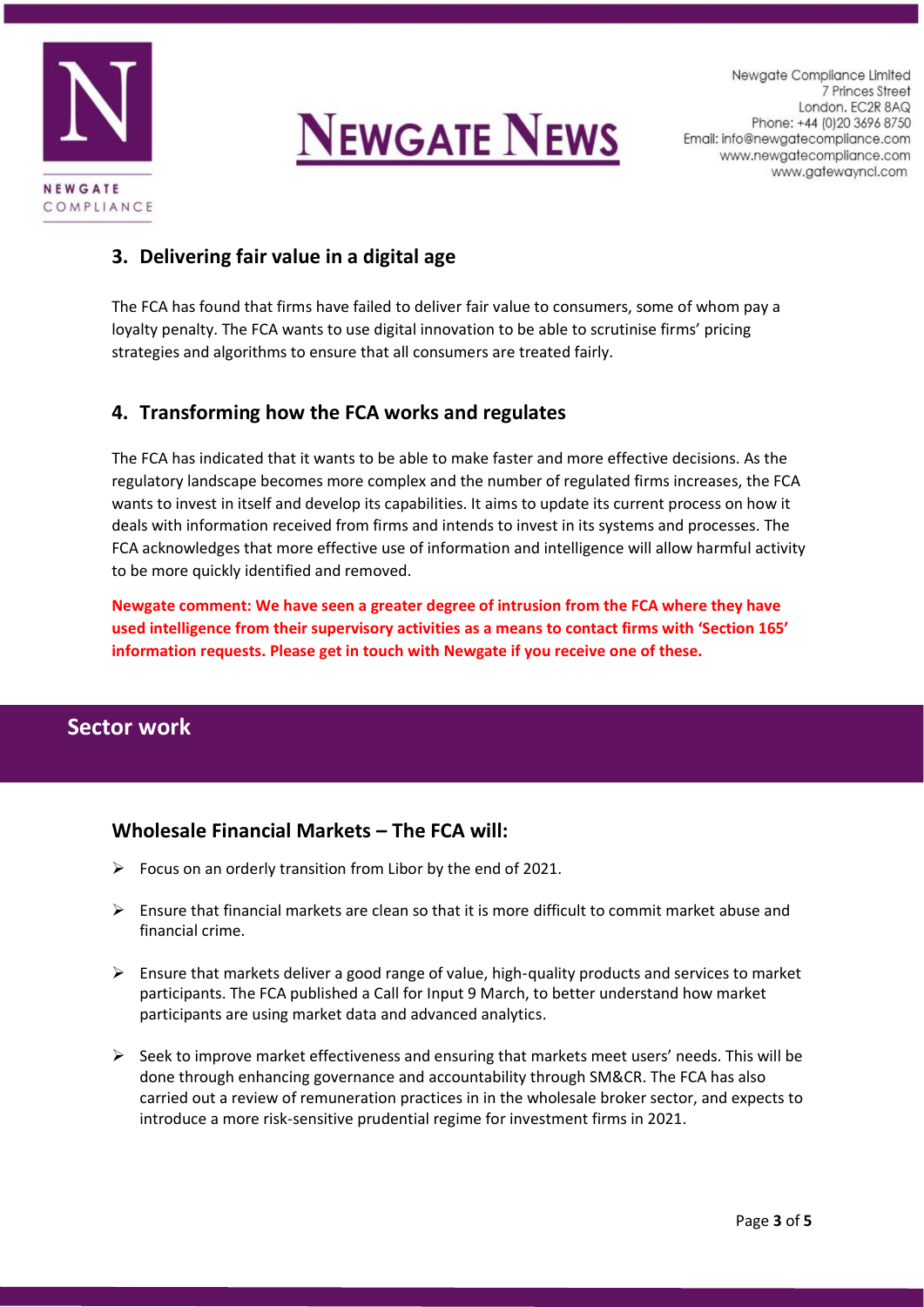## 3. Delivering fair value in a digital age

The FCA has found that firms have failed to deliver fair value to consumers, some of whom pay a loyalty penalty. The FCA wants to use digital innovation to be able to scrutinise firms' pricing strategies and algorithms to ensure that all consumers are treated fairly.

## 4. Transforming how the FCA works and regulates

The FCA has indicated that it wants to be able to make faster and more effective decisions. As the regulatory landscape becomes more complex and the number of regulated firms increases, the FCA wants to invest in itself and develop its capabilities. It aims to update its current process on how it deals with information received from firms and intends to invest in its systems and processes. The FCA acknowledges that more effective use of information and intelligence will allow harmful activity to be more quickly identified and removed.

**Newgate comment: We have seen a greater degree of intrusion from the FCA where they have used intelligence from their supervisory activities as a means to contact firms with 'Section 165' information requests. Please get in touch with Newgate if you receive one of these.**

# Sector work

### Wholesale Financial Markets – The FCA will:

- Focus on an orderly transition from Libor by the end of 2021.
- Ensure that financial markets are clean so that it is more difficult to commit market abuse and financial crime.
- Ensure that markets deliver a good range of value, high-quality products and services to market participants. The FCA published a Call for Input 9 March, to better understand how market participants are using market data and advanced analytics.
- Seek to improve market effectiveness and ensuring that markets meet users' needs. This will be done through enhancing governance and accountability through SM&CR. The FCA has also carried out a review of remuneration practices in in the wholesale broker sector, and expects to introduce a more risk-sensitive prudential regime for investment firms in 2021.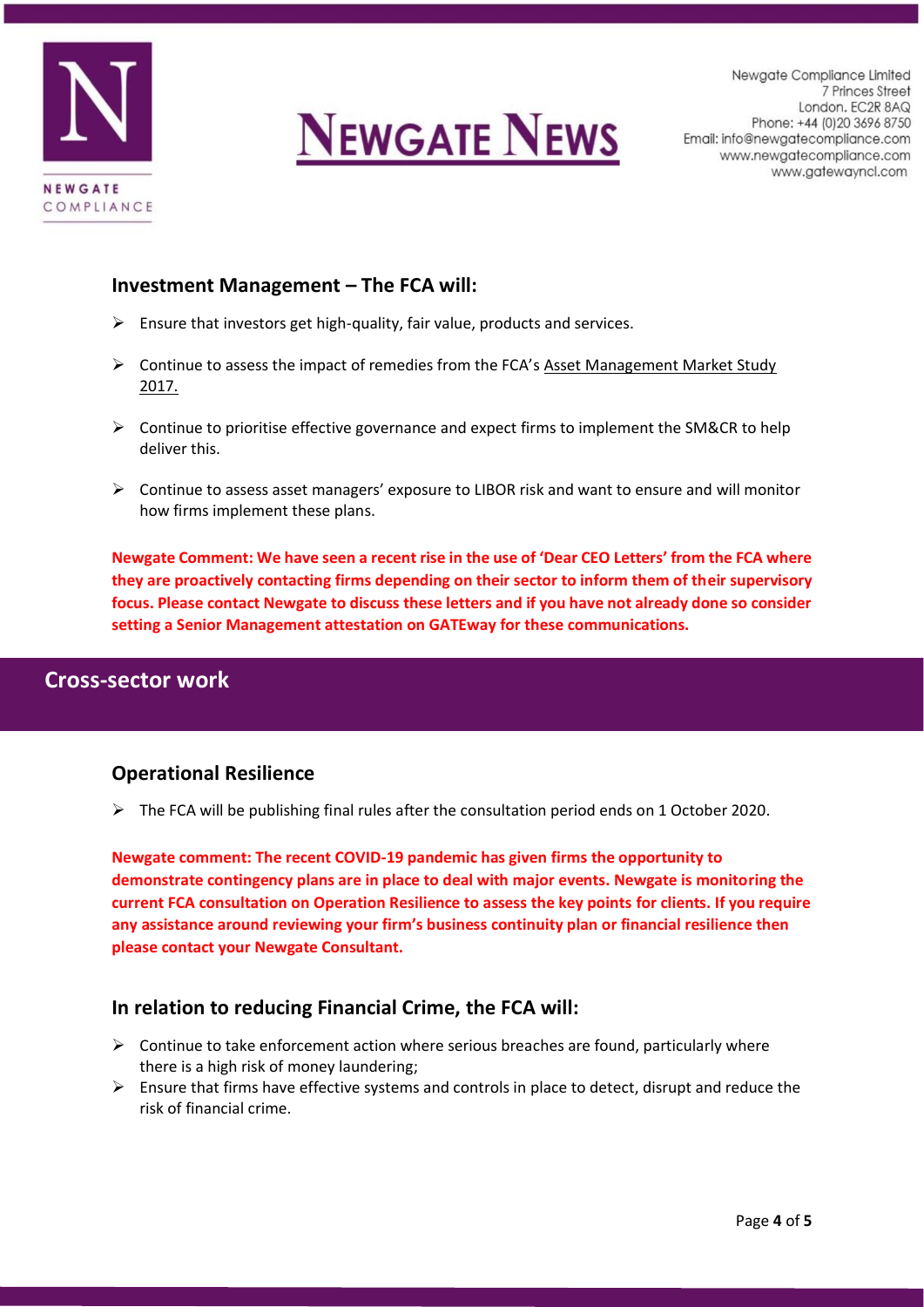## Investment Management – The FCA will:

- Ensure that investors get high-quality, fair value, products and services.
- Continue to assess the impact of remedies from the FCA's Asset Management Market Study 2017.
- Continue to prioritise effective governance and expect firms to implement the SM&CR to help deliver this.
- Continue to assess asset managers' exposure to LIBOR risk and want to ensure and will monitor how firms implement these plans.

**Newgate Comment: We have seen a recent rise in the use of 'Dear CEO Letters' from the FCA where they are proactively contacting firms depending on their sector to inform them of their supervisory focus. Please contact Newgate to discuss these letters and if you have not already done so consider setting a Senior Management attestation on GATEway for these communications.**

# Cross-sector work

## Operational Resilience

- The FCA will be publishing final rules after the consultation period ends on 1 October 2020.

**Newgate comment: The recent COVID-19 pandemic has given firms the opportunity to demonstrate contingency plans are in place to deal with major events. Newgate is monitoring the current FCA consultation on Operation Resilience to assess the key points for clients. If you require any assistance around reviewing your firm's business continuity plan or financial resilience then please contact your Newgate Consultant.**

## In relation to reducing Financial Crime, the FCA will:

- Continue to take enforcement action where serious breaches are found, particularly where there is a high risk of money laundering;
- Ensure that firms have effective systems and controls in place to detect, disrupt and reduce the risk of financial crime.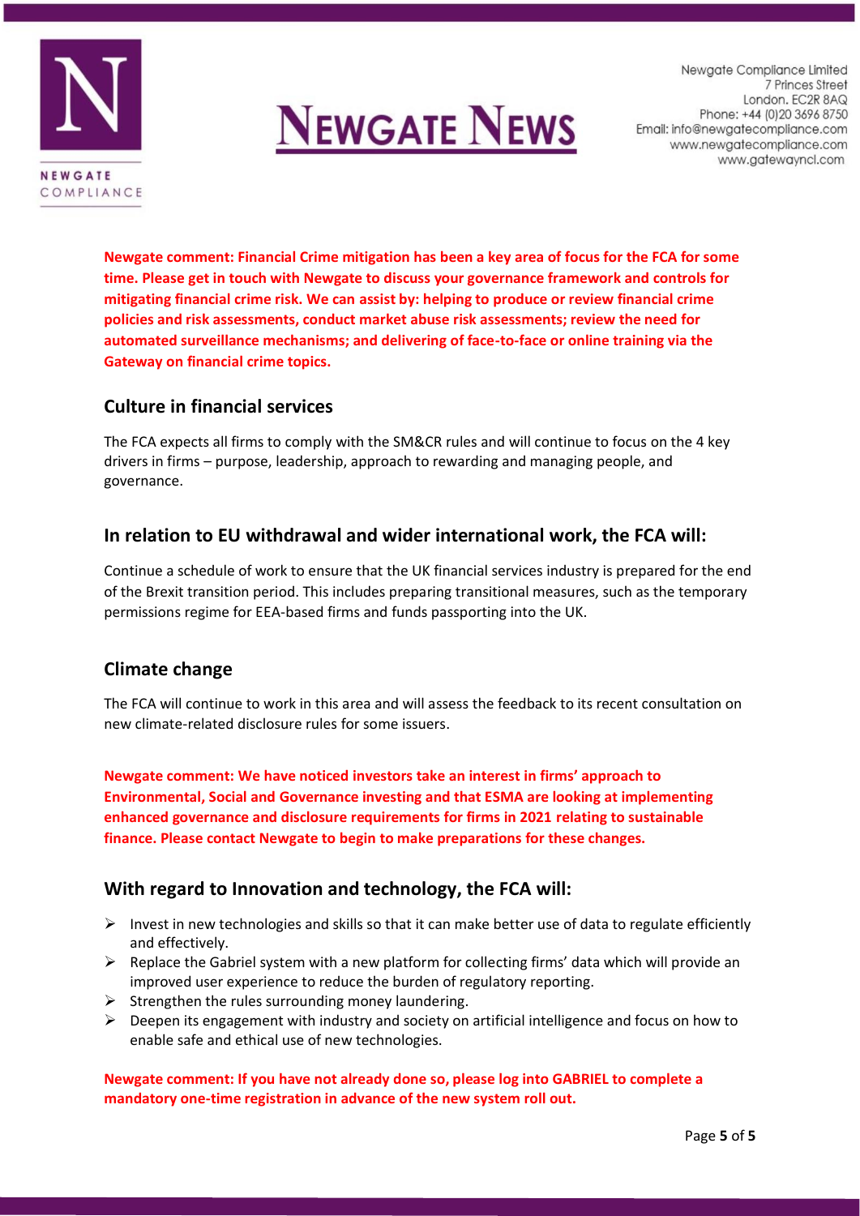**Newgate comment: Financial Crime mitigation has been a key area of focus for the FCA for some time. Please get in touch with Newgate to discuss your governance framework and controls for mitigating financial crime risk. We can assist by: helping to produce or review financial crime policies and risk assessments, conduct market abuse risk assessments; review the need for automated surveillance mechanisms; and delivering of face-to-face or online training via the Gateway on financial crime topics.**

## Culture in financial services

The FCA expects all firms to comply with the SM&CR rules and will continue to focus on the 4 key drivers in firms – purpose, leadership, approach to rewarding and managing people, and governance.

## In relation to EU withdrawal and wider international work, the FCA will:

Continue a schedule of work to ensure that the UK financial services industry is prepared for the end of the Brexit transition period. This includes preparing transitional measures, such as the temporary permissions regime for EEA-based firms and funds passporting into the UK.

## Climate change

The FCA will continue to work in this area and will assess the feedback to its recent consultation on new climate-related disclosure rules for some issuers.

**Newgate comment: We have noticed investors take an interest in firms' approach to Environmental, Social and Governance investing and that ESMA are looking at implementing enhanced governance and disclosure requirements for firms in 2021 relating to sustainable finance. Please contact Newgate to begin to make preparations for these changes.**

## With regard to Innovation and technology, the FCA will:

- Invest in new technologies and skills so that it can make better use of data to regulate efficiently and effectively.
- Replace the Gabriel system with a new platform for collecting firms' data which will provide an improved user experience to reduce the burden of regulatory reporting.
- Strengthen the rules surrounding money laundering.
- Deepen its engagement with industry and society on artificial intelligence and focus on how to enable safe and ethical use of new technologies.

**Newgate comment: If you have not already done so, please log into GABRIEL to complete a mandatory one-time registration in advance of the new system roll out.**